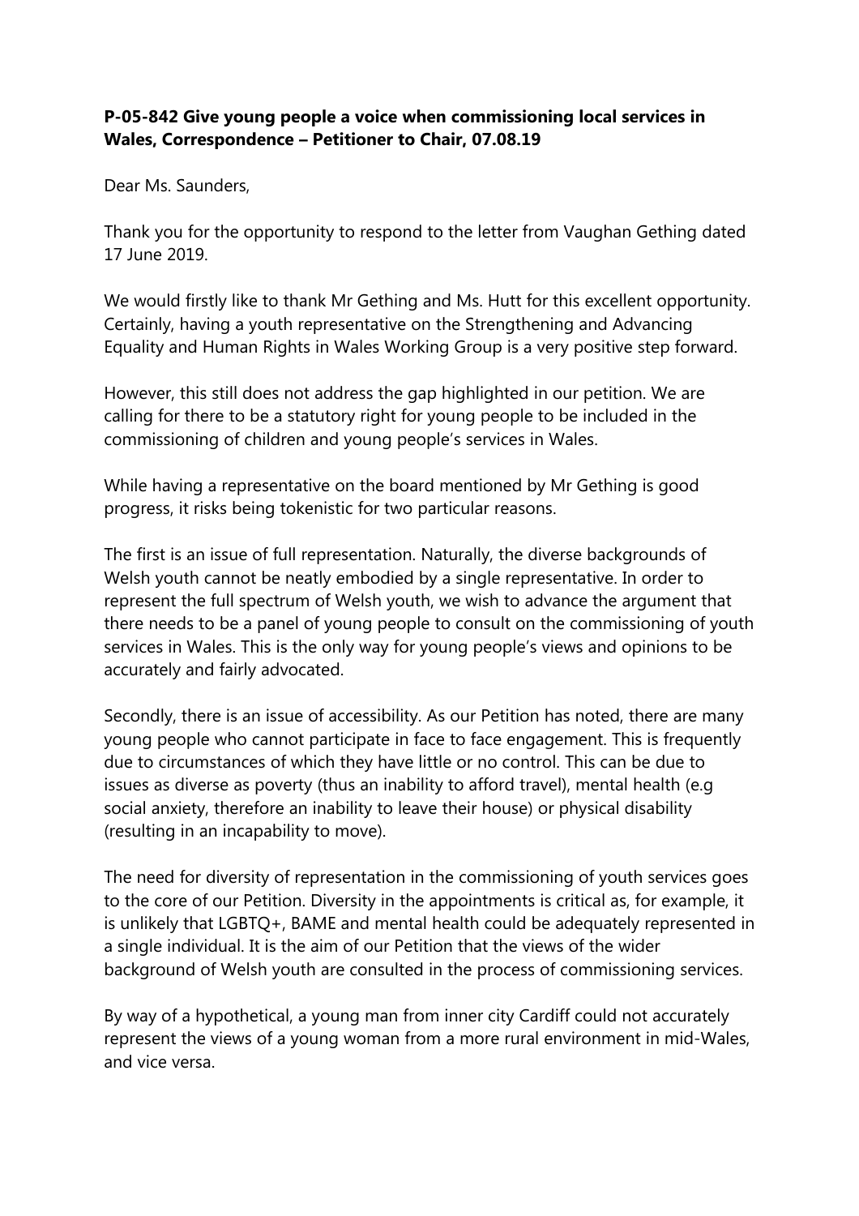**P-05-842 Give young people a voice when commissioning local services in Wales, Correspondence – Petitioner to Chair, 07.08.19**

Dear Ms. Saunders,

Thank you for the opportunity to respond to the letter from Vaughan Gething dated 17 June 2019.

We would firstly like to thank Mr Gething and Ms. Hutt for this excellent opportunity. Certainly, having a youth representative on the Strengthening and Advancing Equality and Human Rights in Wales Working Group is a very positive step forward.

However, this still does not address the gap highlighted in our petition. We are calling for there to be a statutory right for young people to be included in the commissioning of children and young people's services in Wales.

While having a representative on the board mentioned by Mr Gething is good progress, it risks being tokenistic for two particular reasons.

The first is an issue of full representation. Naturally, the diverse backgrounds of Welsh youth cannot be neatly embodied by a single representative. In order to represent the full spectrum of Welsh youth, we wish to advance the argument that there needs to be a panel of young people to consult on the commissioning of youth services in Wales. This is the only way for young people's views and opinions to be accurately and fairly advocated.

Secondly, there is an issue of accessibility. As our Petition has noted, there are many young people who cannot participate in face to face engagement. This is frequently due to circumstances of which they have little or no control. This can be due to issues as diverse as poverty (thus an inability to afford travel), mental health (e.g social anxiety, therefore an inability to leave their house) or physical disability (resulting in an incapability to move).

The need for diversity of representation in the commissioning of youth services goes to the core of our Petition. Diversity in the appointments is critical as, for example, it is unlikely that LGBTQ+, BAME and mental health could be adequately represented in a single individual. It is the aim of our Petition that the views of the wider background of Welsh youth are consulted in the process of commissioning services.

By way of a hypothetical, a young man from inner city Cardiff could not accurately represent the views of a young woman from a more rural environment in mid-Wales, and vice versa.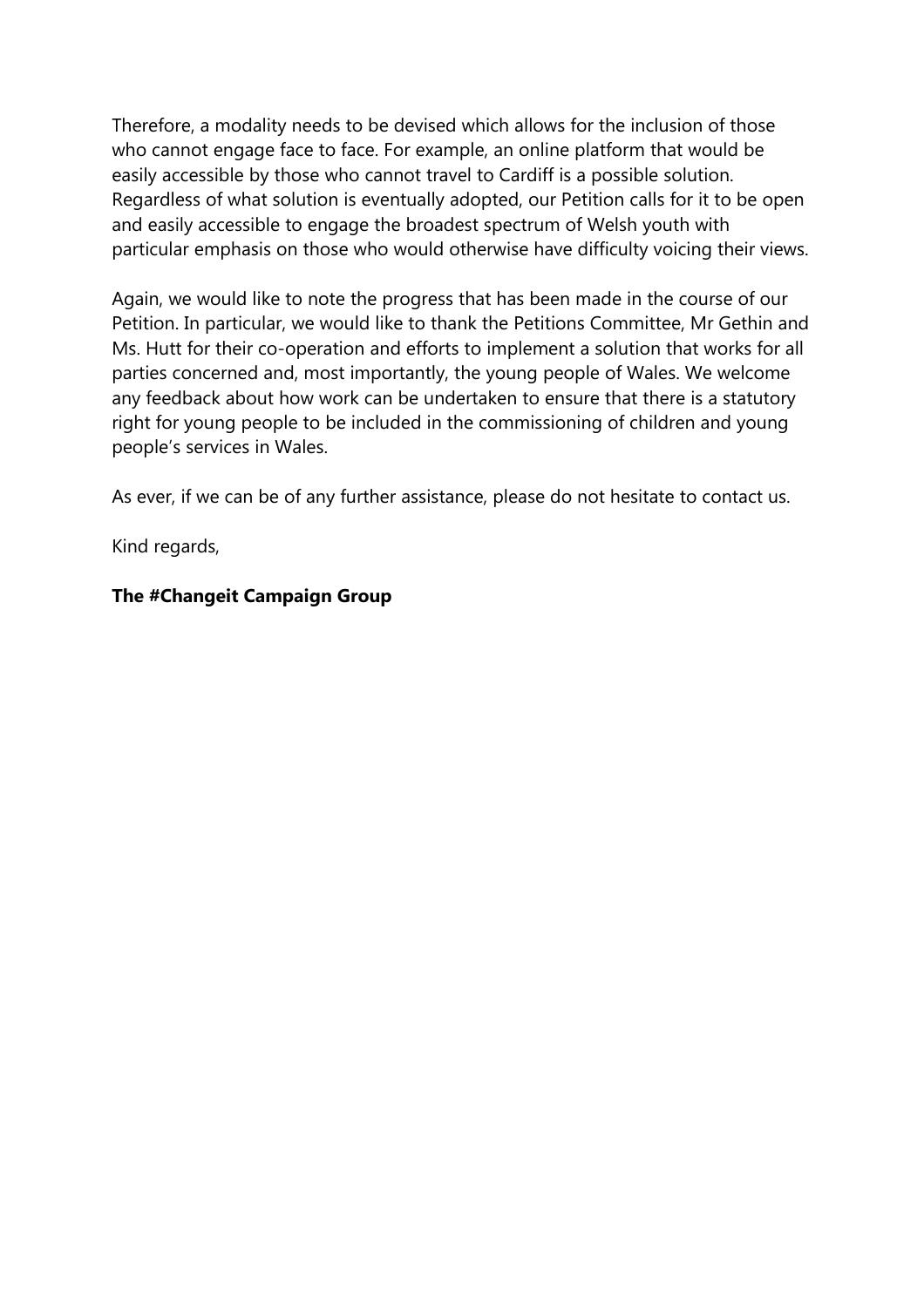Therefore, a modality needs to be devised which allows for the inclusion of those who cannot engage face to face. For example, an online platform that would be easily accessible by those who cannot travel to Cardiff is a possible solution. Regardless of what solution is eventually adopted, our Petition calls for it to be open and easily accessible to engage the broadest spectrum of Welsh youth with particular emphasis on those who would otherwise have difficulty voicing their views.

Again, we would like to note the progress that has been made in the course of our Petition. In particular, we would like to thank the Petitions Committee, Mr Gethin and Ms. Hutt for their co-operation and efforts to implement a solution that works for all parties concerned and, most importantly, the young people of Wales. We welcome any feedback about how work can be undertaken to ensure that there is a statutory right for young people to be included in the commissioning of children and young people's services in Wales.

As ever, if we can be of any further assistance, please do not hesitate to contact us.

Kind regards,

**The #Changeit Campaign Group**